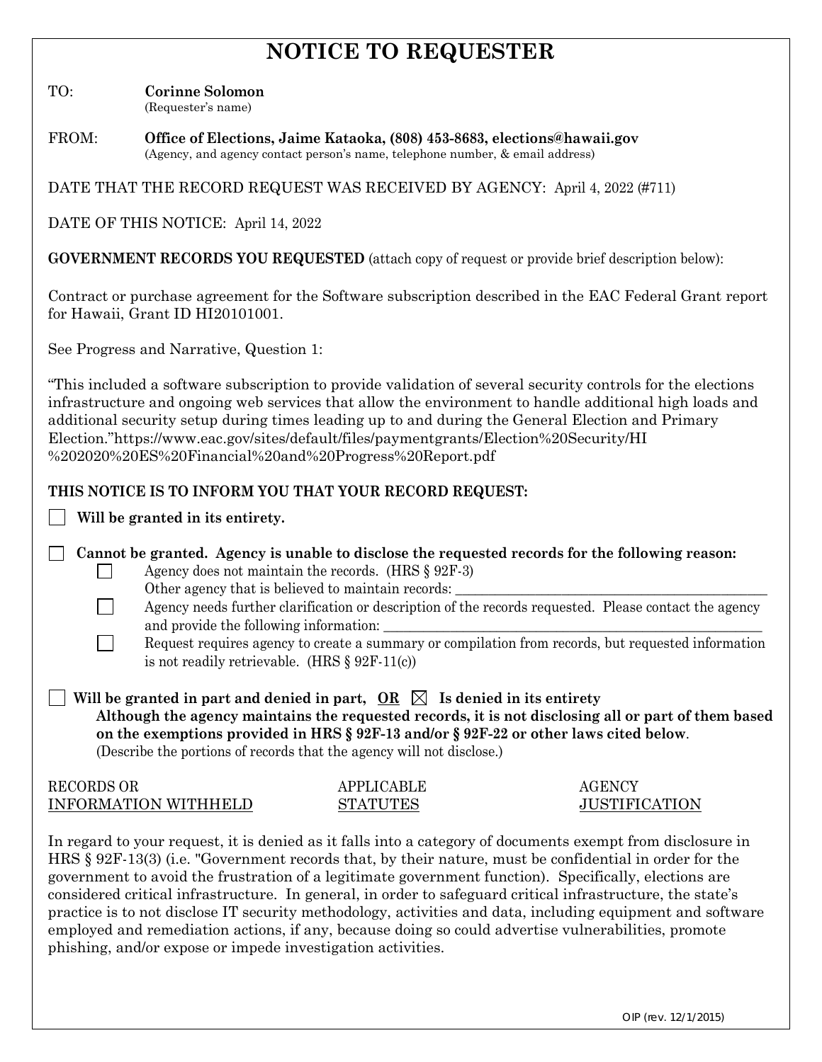# NOTICE TO REQUESTER

TO: **Corinne Solomon**
(Requester's name)

FROM: **Office of Elections, Jaime Kataoka, (808) 453-8683, elections@hawaii.gov**
(Agency, and agency contact person's name, telephone number, & email address)

DATE THAT THE RECORD REQUEST WAS RECEIVED BY AGENCY: April 4, 2022 (#711)

DATE OF THIS NOTICE: April 14, 2022

**GOVERNMENT RECORDS YOU REQUESTED** (attach copy of request or provide brief description below):

Contract or purchase agreement for the Software subscription described in the EAC Federal Grant report for Hawaii, Grant ID HI20101001.

See Progress and Narrative, Question 1:

"This included a software subscription to provide validation of several security controls for the elections infrastructure and ongoing web services that allow the environment to handle additional high loads and additional security setup during times leading up to and during the General Election and Primary Election."https://www.eac.gov/sites/default/files/paymentgrants/Election%20Security/HI%202020%20ES%20Financial%20and%20Progress%20Report.pdf

**THIS NOTICE IS TO INFORM YOU THAT YOUR RECORD REQUEST:**

☐ **Will be granted in its entirety.**

☐ **Cannot be granted. Agency is unable to disclose the requested records for the following reason:**

- ☐ Agency does not maintain the records. (HRS § 92F-3)
  Other agency that is believed to maintain records: ____________________
- ☐ Agency needs further clarification or description of the records requested. Please contact the agency and provide the following information: ____________________
- ☐ Request requires agency to create a summary or compilation from records, but requested information is not readily retrievable. (HRS § 92F-11(c))

☐ **Will be granted in part and denied in part, OR** ☒ **Is denied in its entirety**
**Although the agency maintains the requested records, it is not disclosing all or part of them based on the exemptions provided in HRS § 92F-13 and/or § 92F-22 or other laws cited below**.
(Describe the portions of records that the agency will not disclose.)

| RECORDS OR INFORMATION WITHHELD | APPLICABLE STATUTES | AGENCY JUSTIFICATION |
| --- | --- | --- |

In regard to your request, it is denied as it falls into a category of documents exempt from disclosure in HRS § 92F-13(3) (i.e. "Government records that, by their nature, must be confidential in order for the government to avoid the frustration of a legitimate government function). Specifically, elections are considered critical infrastructure. In general, in order to safeguard critical infrastructure, the state's practice is to not disclose IT security methodology, activities and data, including equipment and software employed and remediation actions, if any, because doing so could advertise vulnerabilities, promote phishing, and/or expose or impede investigation activities.

OIP (rev. 12/1/2015)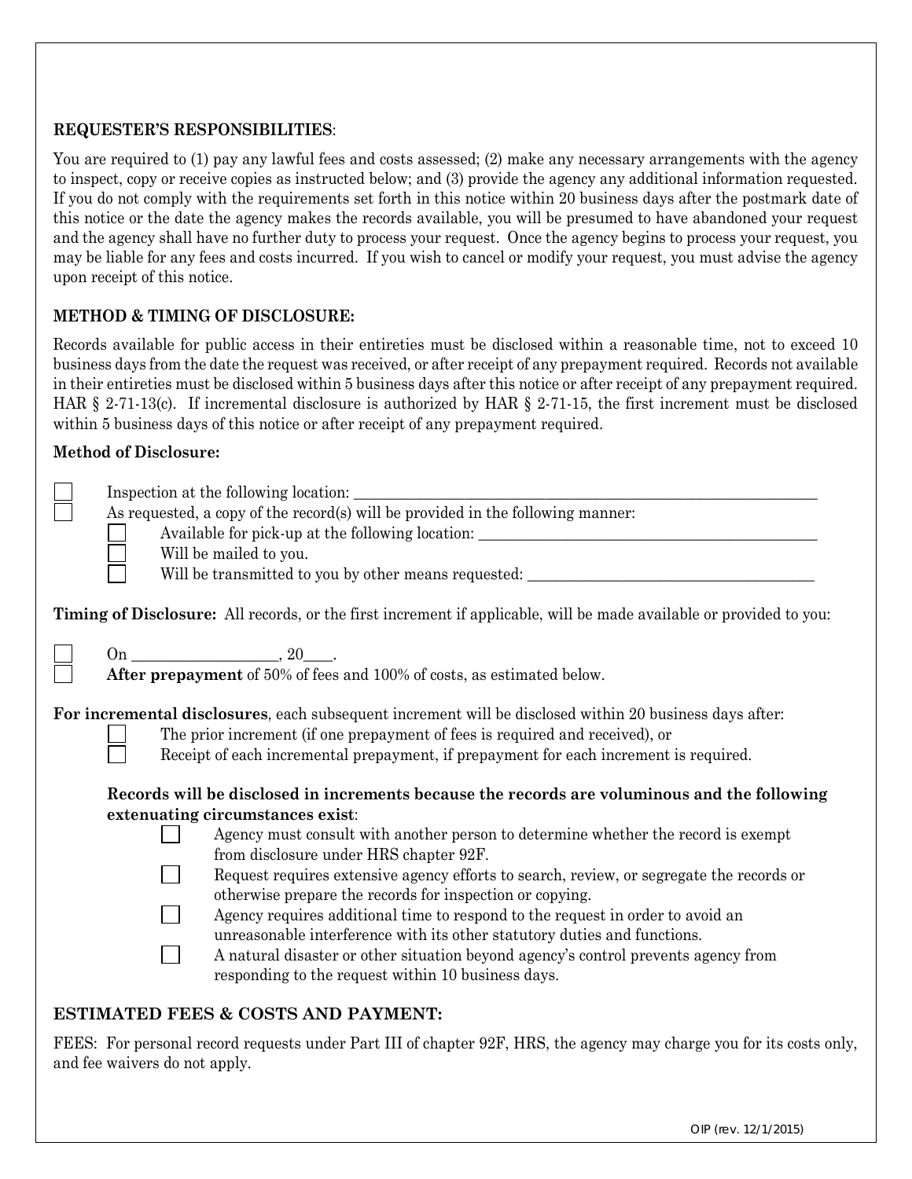**REQUESTER'S RESPONSIBILITIES**:

You are required to (1) pay any lawful fees and costs assessed; (2) make any necessary arrangements with the agency to inspect, copy or receive copies as instructed below; and (3) provide the agency any additional information requested. If you do not comply with the requirements set forth in this notice within 20 business days after the postmark date of this notice or the date the agency makes the records available, you will be presumed to have abandoned your request and the agency shall have no further duty to process your request. Once the agency begins to process your request, you may be liable for any fees and costs incurred. If you wish to cancel or modify your request, you must advise the agency upon receipt of this notice.

**METHOD & TIMING OF DISCLOSURE:**

Records available for public access in their entireties must be disclosed within a reasonable time, not to exceed 10 business days from the date the request was received, or after receipt of any prepayment required. Records not available in their entireties must be disclosed within 5 business days after this notice or after receipt of any prepayment required. HAR § 2-71-13(c). If incremental disclosure is authorized by HAR § 2-71-15, the first increment must be disclosed within 5 business days of this notice or after receipt of any prepayment required.

**Method of Disclosure:**

- ☐ Inspection at the following location: ____________________
- ☐ As requested, a copy of the record(s) will be provided in the following manner:
  - ☐ Available for pick-up at the following location: ____________________
  - ☐ Will be mailed to you.
  - ☐ Will be transmitted to you by other means requested: ____________________

**Timing of Disclosure:** All records, or the first increment if applicable, will be made available or provided to you:

- ☐ On ____________________, 20____.
- ☐ **After prepayment** of 50% of fees and 100% of costs, as estimated below.

**For incremental disclosures**, each subsequent increment will be disclosed within 20 business days after:

- ☐ The prior increment (if one prepayment of fees is required and received), or
- ☐ Receipt of each incremental prepayment, if prepayment for each increment is required.

**Records will be disclosed in increments because the records are voluminous and the following extenuating circumstances exist**:

- ☐ Agency must consult with another person to determine whether the record is exempt from disclosure under HRS chapter 92F.
- ☐ Request requires extensive agency efforts to search, review, or segregate the records or otherwise prepare the records for inspection or copying.
- ☐ Agency requires additional time to respond to the request in order to avoid an unreasonable interference with its other statutory duties and functions.
- ☐ A natural disaster or other situation beyond agency's control prevents agency from responding to the request within 10 business days.

**ESTIMATED FEES & COSTS AND PAYMENT:**

FEES: For personal record requests under Part III of chapter 92F, HRS, the agency may charge you for its costs only, and fee waivers do not apply.

OIP (rev. 12/1/2015)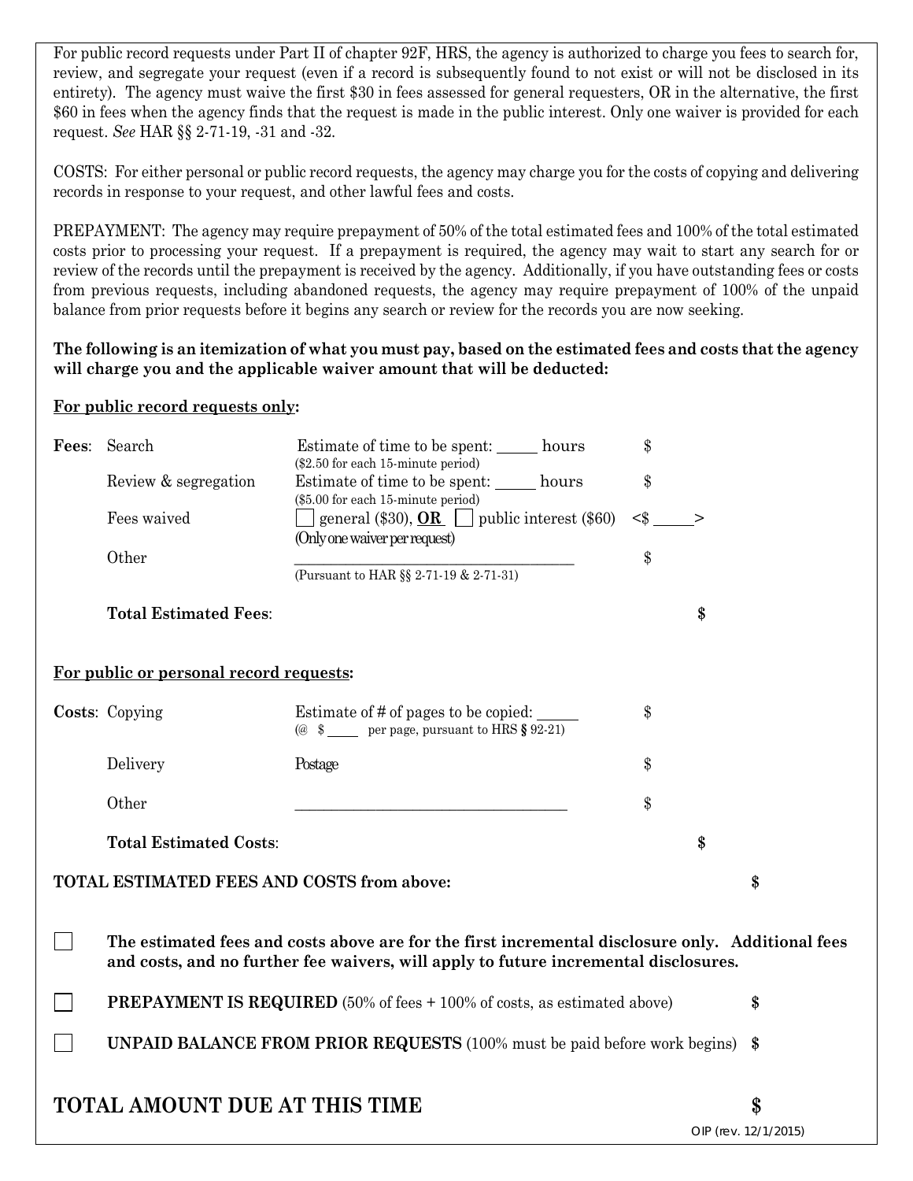For public record requests under Part II of chapter 92F, HRS, the agency is authorized to charge you fees to search for, review, and segregate your request (even if a record is subsequently found to not exist or will not be disclosed in its entirety). The agency must waive the first $30 in fees assessed for general requesters, OR in the alternative, the first $60 in fees when the agency finds that the request is made in the public interest. Only one waiver is provided for each request. *See* HAR §§ 2-71-19, -31 and -32.

COSTS: For either personal or public record requests, the agency may charge you for the costs of copying and delivering records in response to your request, and other lawful fees and costs.

PREPAYMENT: The agency may require prepayment of 50% of the total estimated fees and 100% of the total estimated costs prior to processing your request. If a prepayment is required, the agency may wait to start any search for or review of the records until the prepayment is received by the agency. Additionally, if you have outstanding fees or costs from previous requests, including abandoned requests, the agency may require prepayment of 100% of the unpaid balance from prior requests before it begins any search or review for the records you are now seeking.

**The following is an itemization of what you must pay, based on the estimated fees and costs that the agency will charge you and the applicable waiver amount that will be deducted:**

**For public record requests only:**

| | | | | |
|---|---|---|---|---|
| **Fees**: | Search | Estimate of time to be spent: _____ hours ($2.50 for each 15-minute period) | $ | |
| | Review & segregation | Estimate of time to be spent: _____ hours ($5.00 for each 15-minute period) | $ | |
| | Fees waived | ☐ general ($30), **OR** ☐ public interest ($60) (Only one waiver per request) | <$ _____> | |
| | Other | ___________________________________ (Pursuant to HAR §§ 2-71-19 & 2-71-31) | $ | |
| | **Total Estimated Fees**: | | | $ |

**For public or personal record requests:**

| | | | | |
|---|---|---|---|---|
| **Costs**: | Copying | Estimate of # of pages to be copied: _____ (@ $ ____ per page, pursuant to HRS § 92-21) | $ | |
| | Delivery | Postage | $ | |
| | Other | ___________________________________ | $ | |
| | **Total Estimated Costs**: | | | $ |

**TOTAL ESTIMATED FEES AND COSTS from above:** $

☐ **The estimated fees and costs above are for the first incremental disclosure only. Additional fees and costs, and no further fee waivers, will apply to future incremental disclosures.**

☐ **PREPAYMENT IS REQUIRED** (50% of fees + 100% of costs, as estimated above) $

☐ **UNPAID BALANCE FROM PRIOR REQUESTS** (100% must be paid before work begins) $

## TOTAL AMOUNT DUE AT THIS TIME $

OIP (rev. 12/1/2015)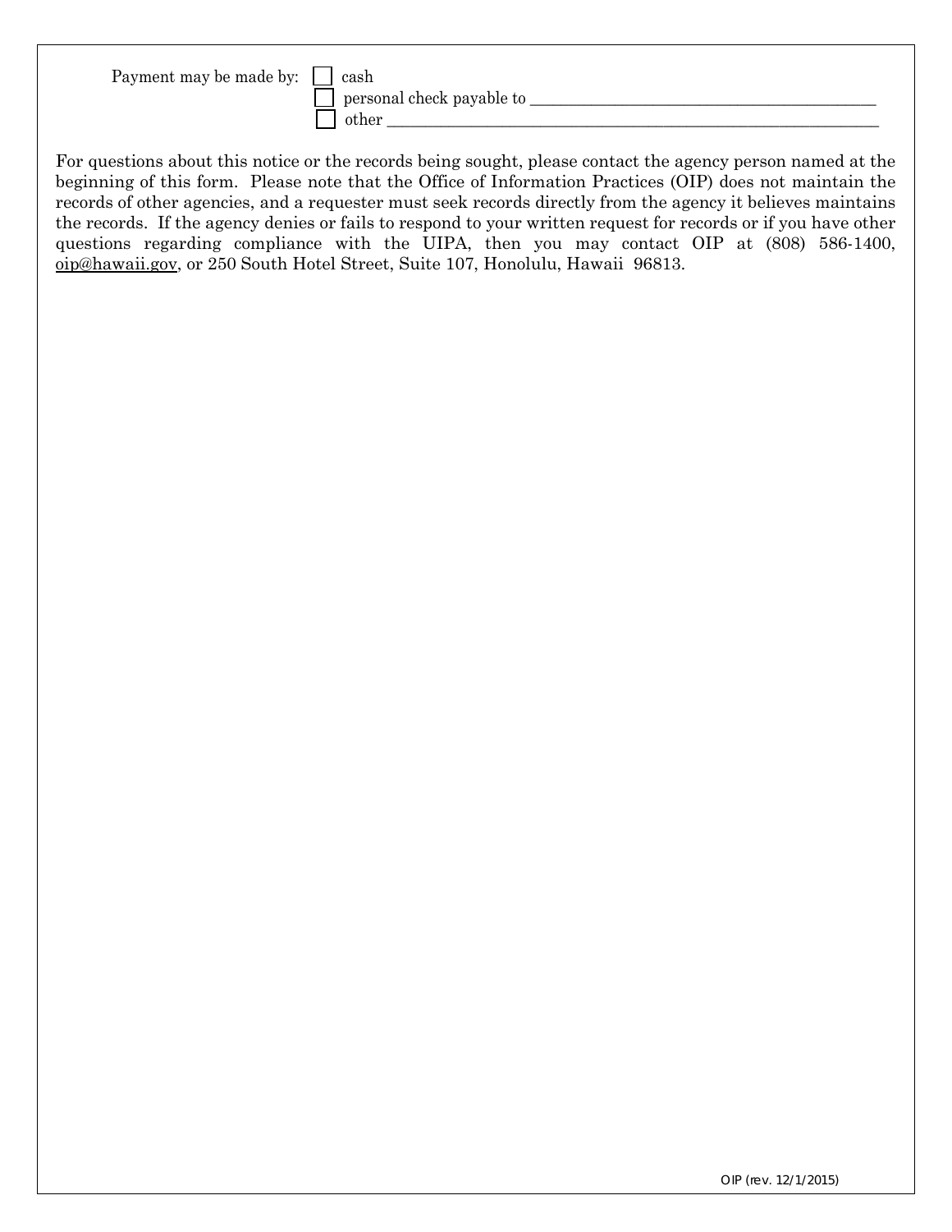Payment may be made by: ☐ cash
☐ personal check payable to ____________________________________________
☐ other ______________________________________________________________

For questions about this notice or the records being sought, please contact the agency person named at the beginning of this form. Please note that the Office of Information Practices (OIP) does not maintain the records of other agencies, and a requester must seek records directly from the agency it believes maintains the records. If the agency denies or fails to respond to your written request for records or if you have other questions regarding compliance with the UIPA, then you may contact OIP at (808) 586-1400, oip@hawaii.gov, or 250 South Hotel Street, Suite 107, Honolulu, Hawaii 96813.

OIP (rev. 12/1/2015)